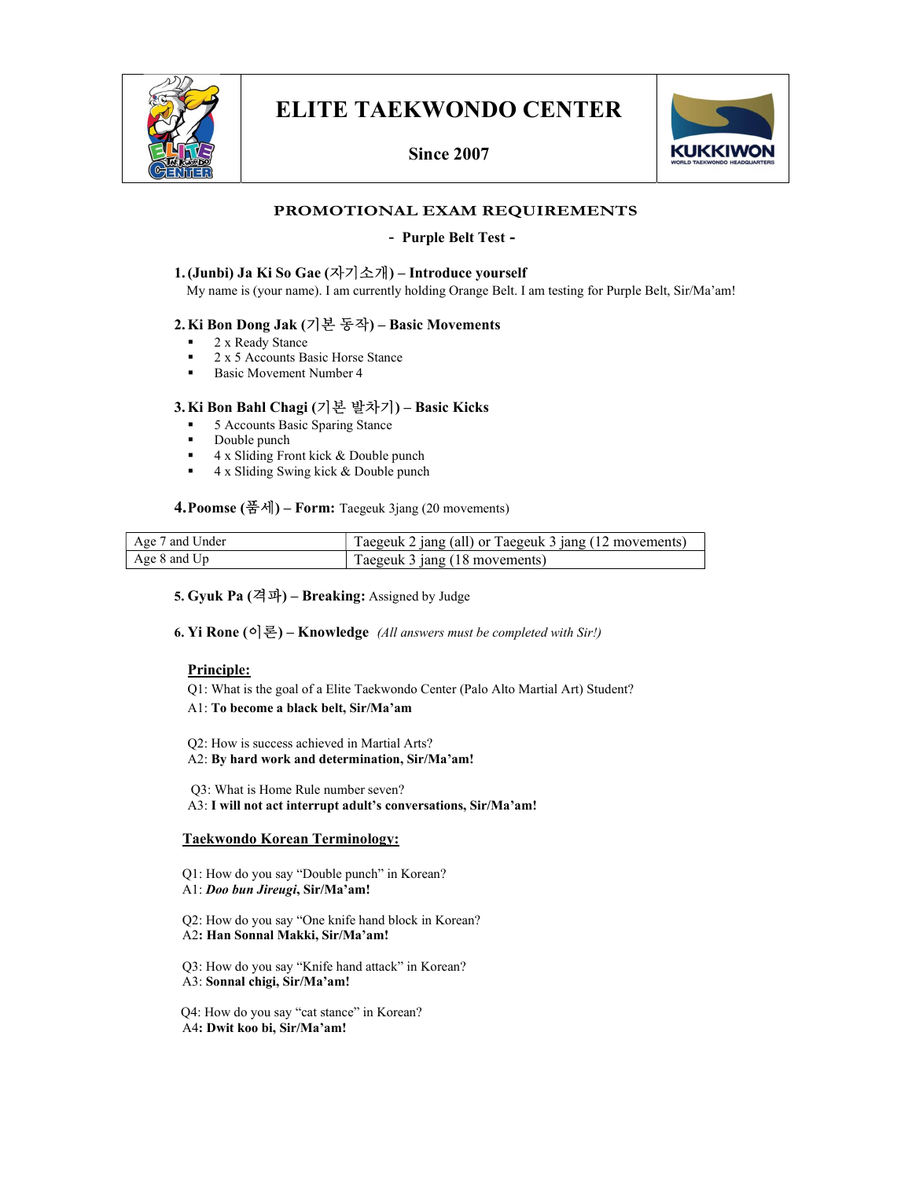# ELITE TAEKWONDO CENTER

**Since 2007**

## PROMOTIONAL EXAM REQUIREMENTS

**- Purple Belt Test -**

### 1. (Junbi) Ja Ki So Gae (자기소개) – Introduce yourself

My name is (your name). I am currently holding Orange Belt. I am testing for Purple Belt, Sir/Ma'am!

### 2. Ki Bon Dong Jak (기본 동작) – Basic Movements

- 2 x Ready Stance
- 2 x 5 Accounts Basic Horse Stance
- Basic Movement Number 4

### 3. Ki Bon Bahl Chagi (기본 발차기) – Basic Kicks

- 5 Accounts Basic Sparing Stance
- Double punch
- 4 x Sliding Front kick & Double punch
- 4 x Sliding Swing kick & Double punch

### 4. Poomse (품세) – Form: Taegeuk 3jang (20 movements)

| Age 7 and Under | Taegeuk 2 jang (all) or Taegeuk 3 jang (12 movements) |
|---|---|
| Age 8 and Up | Taegeuk 3 jang (18 movements) |

### 5. Gyuk Pa (격파) – Breaking: Assigned by Judge

### 6. Yi Rone (이론) – Knowledge *(All answers must be completed with Sir!)*

**Principle:**

Q1: What is the goal of a Elite Taekwondo Center (Palo Alto Martial Art) Student?
A1: **To become a black belt, Sir/Ma'am**

Q2: How is success achieved in Martial Arts?
A2: **By hard work and determination, Sir/Ma'am!**

Q3: What is Home Rule number seven?
A3: **I will not act interrupt adult's conversations, Sir/Ma'am!**

**Taekwondo Korean Terminology:**

Q1: How do you say "Double punch" in Korean?
A1: ***Doo bun Jireugi*, Sir/Ma'am!**

Q2: How do you say "One knife hand block in Korean?
A2**: Han Sonnal Makki, Sir/Ma'am!**

Q3: How do you say "Knife hand attack" in Korean?
A3: **Sonnal chigi, Sir/Ma'am!**

Q4: How do you say "cat stance" in Korean?
A4**: Dwit koo bi, Sir/Ma'am!**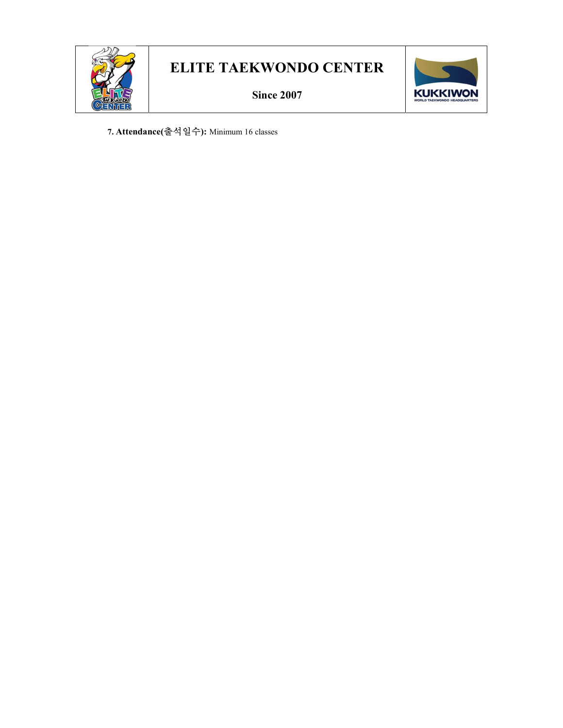**7. Attendance(출석일수):** Minimum 16 classes